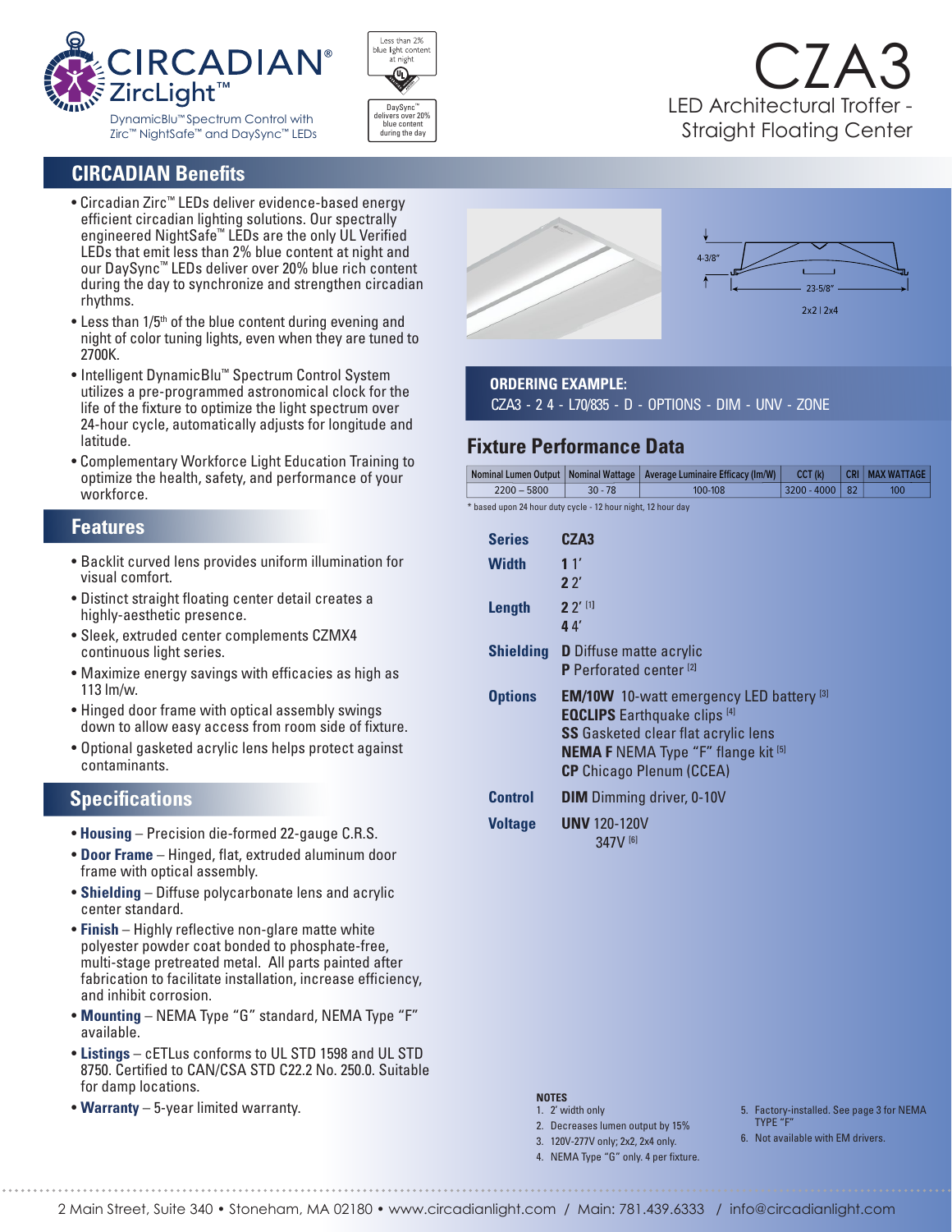# CIRCADIAN® ZircLight™

DynamicBlu™ Spectrum Control with Zirc™ NightSafe™ and DaySync™ LEDs

Less than 2% blue light content at night

DaySync™ delivers over 20% blue content during the day

# CZA3

LED Architectural Troffer - Straight Floating Center

## CIRCADIAN Benefits

- Circadian Zirc™ LEDs deliver evidence-based energy efficient circadian lighting solutions. Our spectrally engineered NightSafe™ LEDs are the only UL Verified LEDs that emit less than 2% blue content at night and our DaySync™ LEDs deliver over 20% blue rich content during the day to synchronize and strengthen circadian rhythms.
- Less than 1/5th of the blue content during evening and night of color tuning lights, even when they are tuned to 2700K.
- Intelligent DynamicBlu™ Spectrum Control System utilizes a pre-programmed astronomical clock for the life of the fixture to optimize the light spectrum over 24-hour cycle, automatically adjusts for longitude and latitude.
- Complementary Workforce Light Education Training to optimize the health, safety, and performance of your workforce.

## Features

- Backlit curved lens provides uniform illumination for visual comfort.
- Distinct straight floating center detail creates a highly-aesthetic presence.
- Sleek, extruded center complements CZMX4 continuous light series.
- Maximize energy savings with efficacies as high as 113 lm/w.
- Hinged door frame with optical assembly swings down to allow easy access from room side of fixture.
- Optional gasketed acrylic lens helps protect against contaminants.

## Specifications

- **Housing** – Precision die-formed 22-gauge C.R.S.
- **Door Frame** – Hinged, flat, extruded aluminum door frame with optical assembly.
- **Shielding** – Diffuse polycarbonate lens and acrylic center standard.
- **Finish** – Highly reflective non-glare matte white polyester powder coat bonded to phosphate-free, multi-stage pretreated metal. All parts painted after fabrication to facilitate installation, increase efficiency, and inhibit corrosion.
- **Mounting** – NEMA Type "G" standard, NEMA Type "F" available.
- **Listings** – cETLus conforms to UL STD 1598 and UL STD 8750. Certified to CAN/CSA STD C22.2 No. 250.0. Suitable for damp locations.
- **Warranty** – 5-year limited warranty.

4-3/8"

23-5/8"

2x2 | 2x4

## ORDERING EXAMPLE:

CZA3 - 2 4 - L70/835 - D - OPTIONS - DIM - UNV - ZONE

## Fixture Performance Data

| Nominal Lumen Output | Nominal Wattage | Average Luminaire Efficacy (lm/W) | CCT (k) | CRI | MAX WATTAGE |
|---|---|---|---|---|---|
| 2200 – 5800 | 30 - 78 | 100-108 | 3200 - 4000 | 82 | 100 |

\* based upon 24 hour duty cycle - 12 hour night, 12 hour day

| | |
|---|---|
| **Series** | **CZA3** |
| **Width** | **1** 1'<br>**2** 2' |
| **Length** | **2** 2' [1]<br>**4** 4' |
| **Shielding** | **D** Diffuse matte acrylic<br>**P** Perforated center [2] |
| **Options** | **EM/10W** 10-watt emergency LED battery [3]<br>**EQCLIPS** Earthquake clips [4]<br>**SS** Gasketed clear flat acrylic lens<br>**NEMA F** NEMA Type "F" flange kit [5]<br>**CP** Chicago Plenum (CCEA) |
| **Control** | **DIM** Dimming driver, 0-10V |
| **Voltage** | **UNV** 120-120V<br>347V [6] |

**NOTES**

1. 2' width only
2. Decreases lumen output by 15%
3. 120V-277V only; 2x2, 2x4 only.
4. NEMA Type "G" only. 4 per fixture.
5. Factory-installed. See page 3 for NEMA TYPE "F"
6. Not available with EM drivers.

2 Main Street, Suite 340 • Stoneham, MA 02180 • www.circadianlight.com / Main: 781.439.6333 / info@circadianlight.com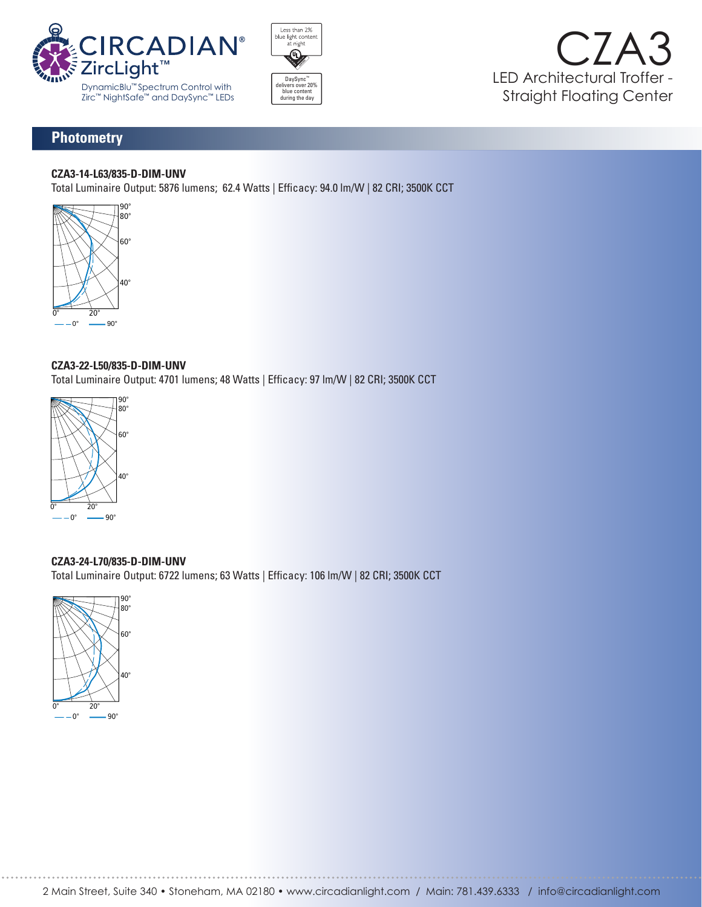## Photometry

**CZA3-14-L63/835-D-DIM-UNV**

Total Luminaire Output: 5876 lumens; 62.4 Watts | Efficacy: 94.0 lm/W | 82 CRI; 3500K CCT

**CZA3-22-L50/835-D-DIM-UNV**

Total Luminaire Output: 4701 lumens; 48 Watts | Efficacy: 97 lm/W | 82 CRI; 3500K CCT

**CZA3-24-L70/835-D-DIM-UNV**

Total Luminaire Output: 6722 lumens; 63 Watts | Efficacy: 106 lm/W | 82 CRI; 3500K CCT

2 Main Street, Suite 340 • Stoneham, MA 02180 • www.circadianlight.com / Main: 781.439.6333 / info@circadianlight.com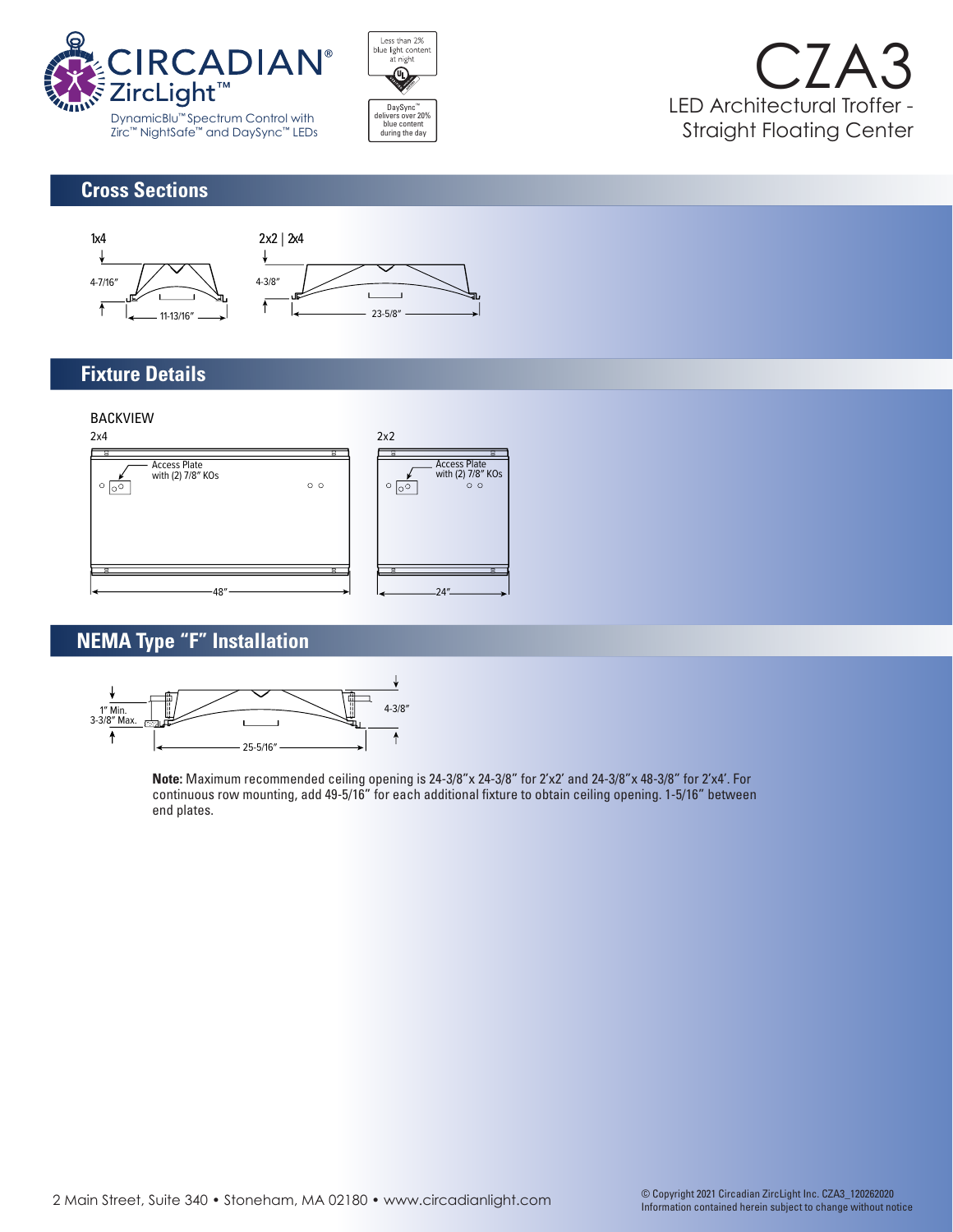CIRCADIAN® ZircLight™

DynamicBlu™ Spectrum Control with Zirc™ NightSafe™ and DaySync™ LEDs

Less than 2% blue light content at night

DaySync™ delivers over 20% blue content during the day

# CZA3

LED Architectural Troffer - Straight Floating Center

## Cross Sections

1x4

4-7/16"

11-13/16"

2x2 | 2x4

4-3/8"

23-5/8"

## Fixture Details

BACKVIEW

2x4

Access Plate with (2) 7/8" KOs

48"

2x2

Access Plate with (2) 7/8" KOs

24"

## NEMA Type "F" Installation

1" Min.
3-3/8" Max.

4-3/8"

25-5/16"

**Note:** Maximum recommended ceiling opening is 24-3/8"x 24-3/8" for 2'x2' and 24-3/8"x 48-3/8" for 2'x4'. For continuous row mounting, add 49-5/16" for each additional fixture to obtain ceiling opening. 1-5/16" between end plates.

2 Main Street, Suite 340 • Stoneham, MA 02180 • www.circadianlight.com

© Copyright 2021 Circadian ZircLight Inc. CZA3_120262020
Information contained herein subject to change without notice